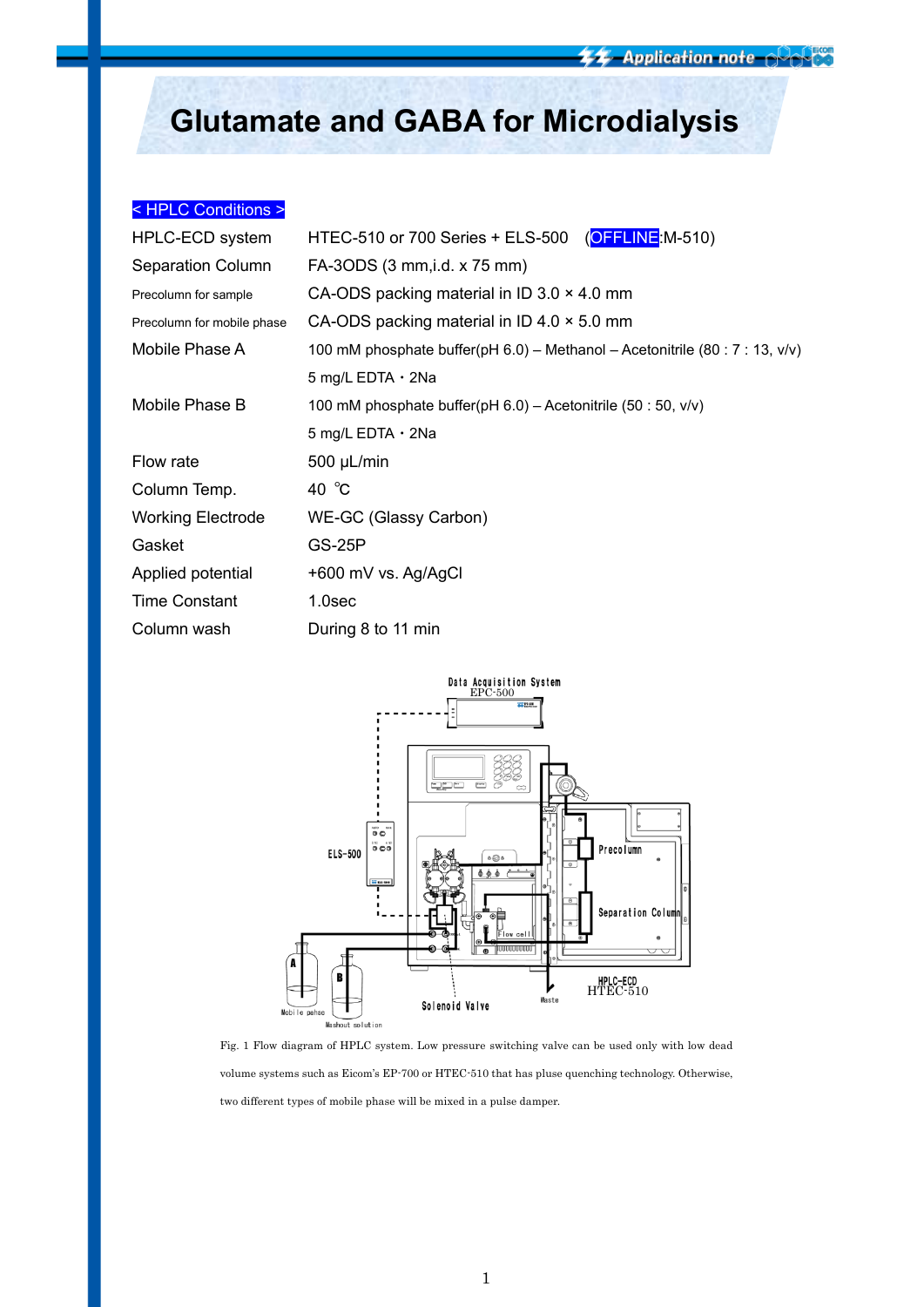# Glutamate and GABA for Microdialysis

< HPLC Conditions >

| | |
|---|---|
| HPLC-ECD system | HTEC-510 or 700 Series + ELS-500 (OFFLINE:M-510) |
| Separation Column | FA-3ODS (3 mm,i.d. x 75 mm) |
| Precolumn for sample | CA-ODS packing material in ID 3.0 × 4.0 mm |
| Precolumn for mobile phase | CA-ODS packing material in ID 4.0 × 5.0 mm |
| Mobile Phase A | 100 mM phosphate buffer(pH 6.0) – Methanol – Acetonitrile (80 : 7 : 13, v/v) 5 mg/L EDTA・2Na |
| Mobile Phase B | 100 mM phosphate buffer(pH 6.0) – Acetonitrile (50 : 50, v/v) 5 mg/L EDTA・2Na |
| Flow rate | 500 µL/min |
| Column Temp. | 40 ℃ |
| Working Electrode | WE-GC (Glassy Carbon) |
| Gasket | GS-25P |
| Applied potential | +600 mV vs. Ag/AgCl |
| Time Constant | 1.0sec |
| Column wash | During 8 to 11 min |

Fig. 1 Flow diagram of HPLC system. Low pressure switching valve can be used only with low dead volume systems such as Eicom's EP-700 or HTEC-510 that has pluse quenching technology. Otherwise, two different types of mobile phase will be mixed in a pulse damper.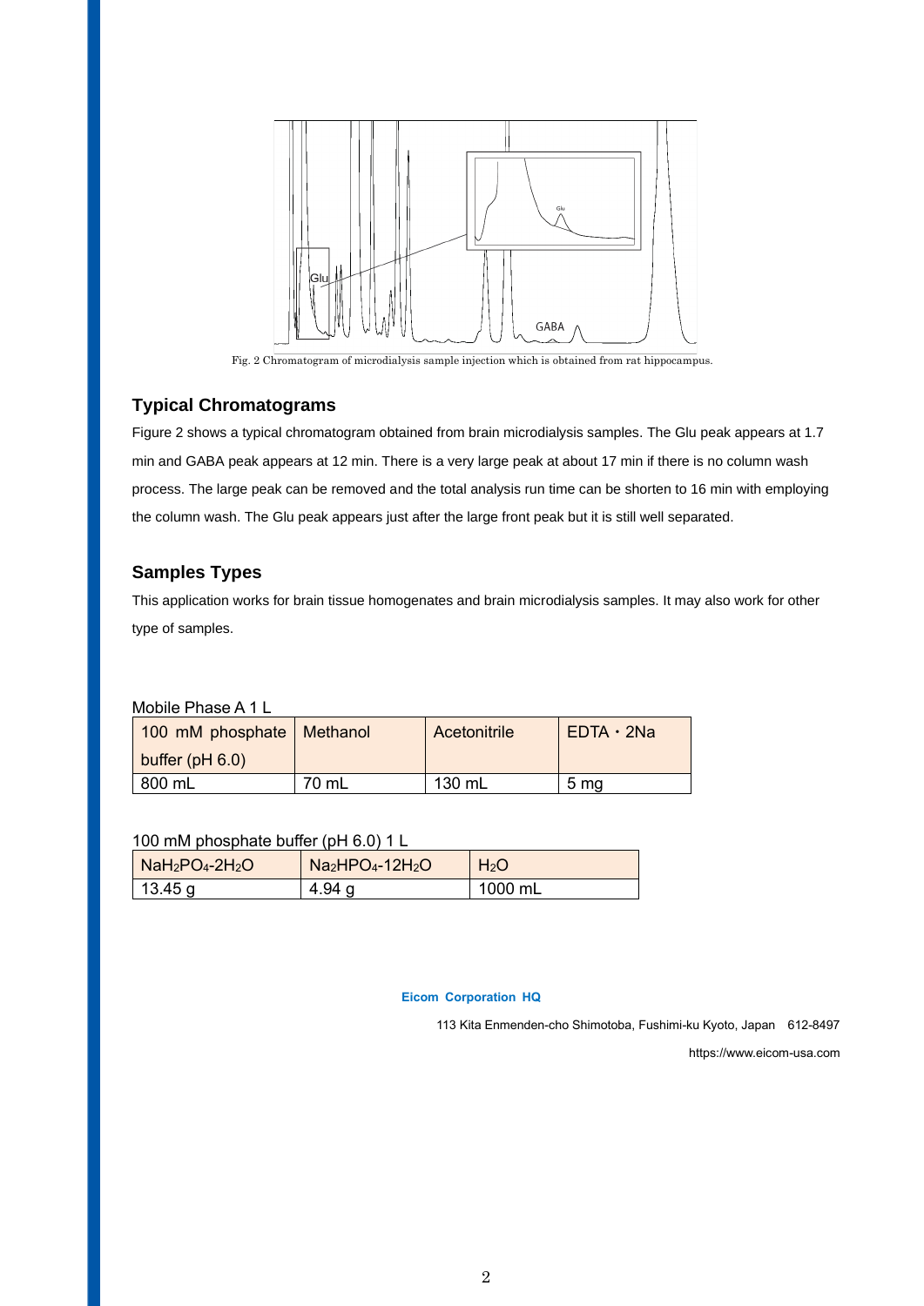Glu

Glu

GABA

Fig. 2 Chromatogram of microdialysis sample injection which is obtained from rat hippocampus.

## Typical Chromatograms

Figure 2 shows a typical chromatogram obtained from brain microdialysis samples. The Glu peak appears at 1.7 min and GABA peak appears at 12 min. There is a very large peak at about 17 min if there is no column wash process. The large peak can be removed and the total analysis run time can be shorten to 16 min with employing the column wash. The Glu peak appears just after the large front peak but it is still well separated.

## Samples Types

This application works for brain tissue homogenates and brain microdialysis samples. It may also work for other type of samples.

Mobile Phase A 1 L

| 100 mM phosphate buffer (pH 6.0) | Methanol | Acetonitrile | EDTA・2Na |
| --- | --- | --- | --- |
| 800 mL | 70 mL | 130 mL | 5 mg |

100 mM phosphate buffer (pH 6.0) 1 L

| $NaH_2PO_4$-$2H_2O$ | $Na_2HPO_4$-$12H_2O$ | $H_2O$ |
| --- | --- | --- |
| 13.45 g | 4.94 g | 1000 mL |

**Eicom Corporation HQ**

113 Kita Enmenden-cho Shimotoba, Fushimi-ku Kyoto, Japan 612-8497

https://www.eicom-usa.com